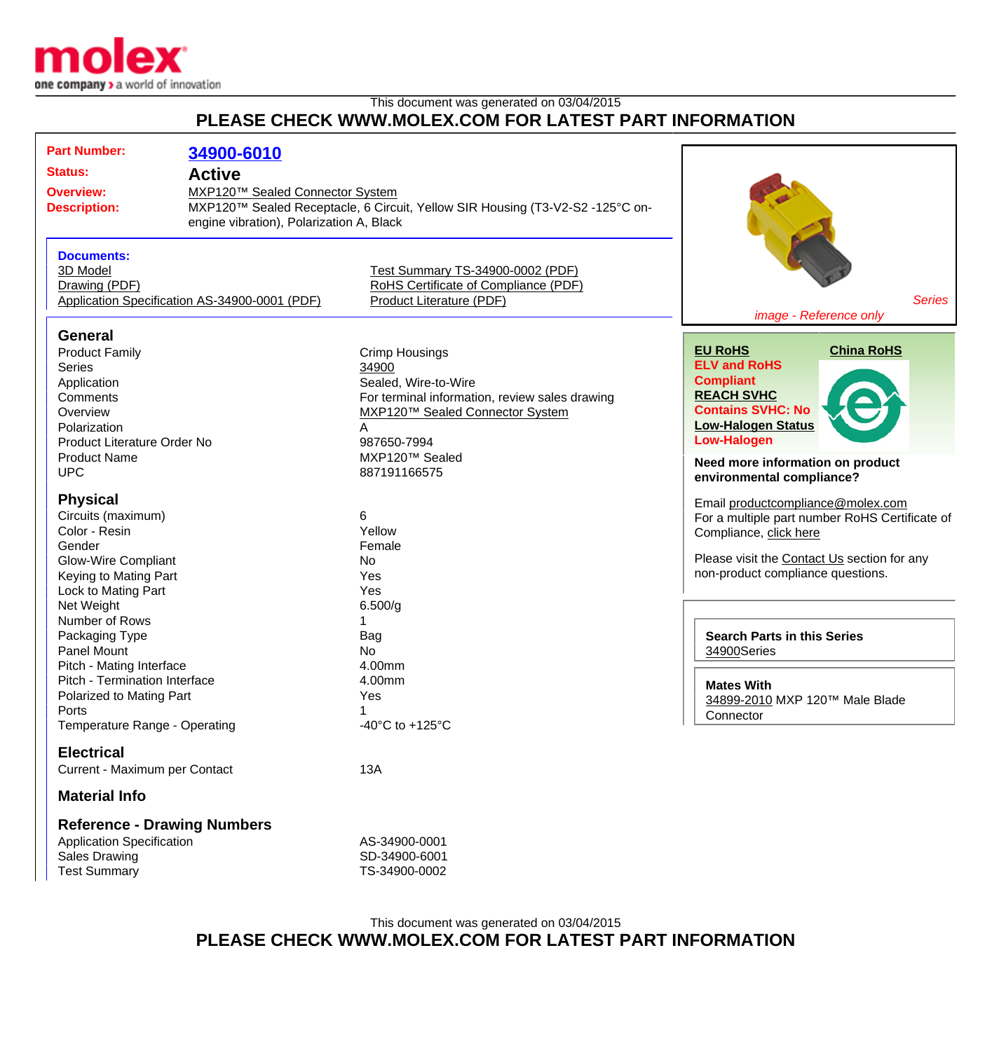This document was generated on 03/04/2015

**PLEASE CHECK WWW.MOLEX.COM FOR LATEST PART INFORMATION**

| | |
|---|---|
| **Part Number:** | **34900-6010** |
| **Status:** | **Active** |
| **Overview:** | MXP120™ Sealed Connector System |
| **Description:** | MXP120™ Sealed Receptacle, 6 Circuit, Yellow SIR Housing (T3-V2-S2 -125°C on-engine vibration), Polarization A, Black |

**Documents:**

- 3D Model
- Drawing (PDF)
- Application Specification AS-34900-0001 (PDF)
- Test Summary TS-34900-0002 (PDF)
- RoHS Certificate of Compliance (PDF)
- Product Literature (PDF)

*Series image - Reference only*

**EU RoHS**
**ELV and RoHS Compliant**
**REACH SVHC**
**Contains SVHC: No**
**Low-Halogen Status**
**Low-Halogen**

**China RoHS**

**Need more information on product environmental compliance?**

Email productcompliance@molex.com
For a multiple part number RoHS Certificate of Compliance, click here

Please visit the Contact Us section for any non-product compliance questions.

**Search Parts in this Series**
34900Series

**Mates With**
34899-2010 MXP 120™ Male Blade Connector

## General

| | |
|---|---|
| Product Family | Crimp Housings |
| Series | 34900 |
| Application | Sealed, Wire-to-Wire |
| Comments | For terminal information, review sales drawing |
| Overview | MXP120™ Sealed Connector System |
| Polarization | A |
| Product Literature Order No | 987650-7994 |
| Product Name | MXP120™ Sealed |
| UPC | 887191166575 |

## Physical

| | |
|---|---|
| Circuits (maximum) | 6 |
| Color - Resin | Yellow |
| Gender | Female |
| Glow-Wire Compliant | No |
| Keying to Mating Part | Yes |
| Lock to Mating Part | Yes |
| Net Weight | 6.500/g |
| Number of Rows | 1 |
| Packaging Type | Bag |
| Panel Mount | No |
| Pitch - Mating Interface | 4.00mm |
| Pitch - Termination Interface | 4.00mm |
| Polarized to Mating Part | Yes |
| Ports | 1 |
| Temperature Range - Operating | -40°C to +125°C |

## Electrical

| | |
|---|---|
| Current - Maximum per Contact | 13A |

## Material Info

## Reference - Drawing Numbers

| | |
|---|---|
| Application Specification | AS-34900-0001 |
| Sales Drawing | SD-34900-6001 |
| Test Summary | TS-34900-0002 |

This document was generated on 03/04/2015

**PLEASE CHECK WWW.MOLEX.COM FOR LATEST PART INFORMATION**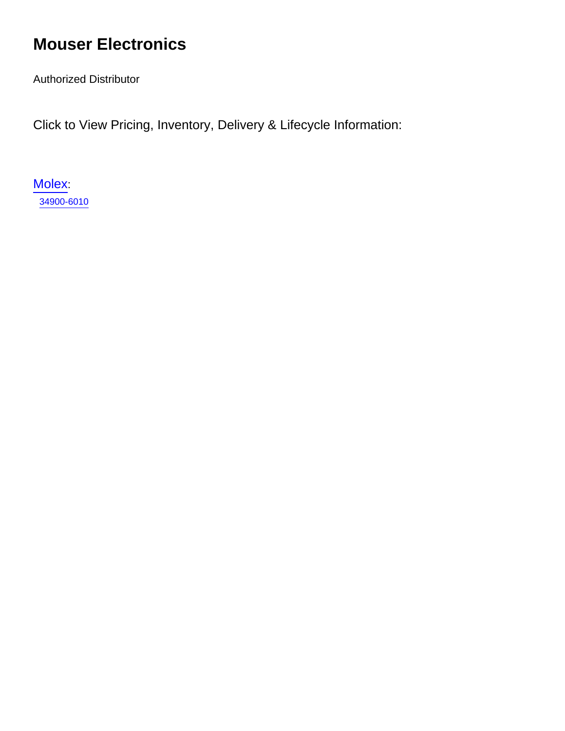# Mouser Electronics

Authorized Distributor

Click to View Pricing, Inventory, Delivery & Lifecycle Information:

Molex:

34900-6010